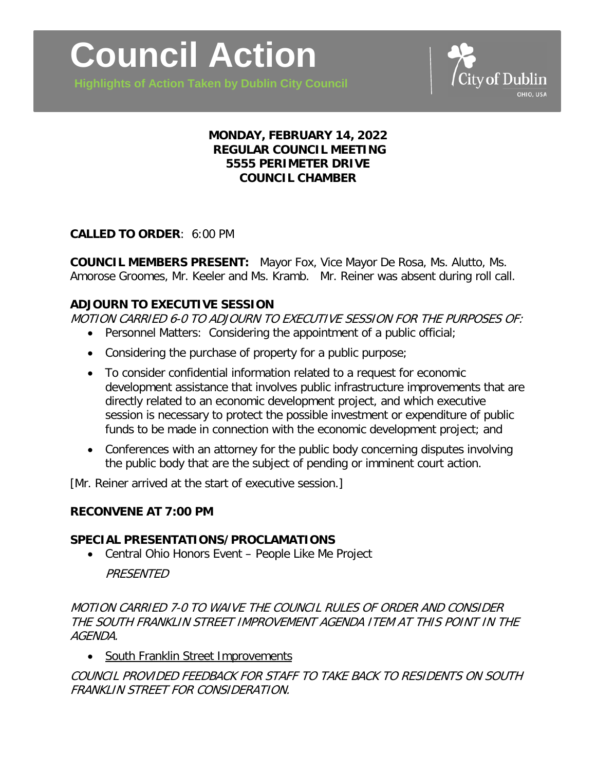# Council Action

**Highlights of Action Taken by Dublin City Council**

City of Dublin OHIO, USA

**MONDAY, FEBRUARY 14, 2022**
**REGULAR COUNCIL MEETING**
**5555 PERIMETER DRIVE**
**COUNCIL CHAMBER**

**CALLED TO ORDER**: 6:00 PM

**COUNCIL MEMBERS PRESENT:** Mayor Fox, Vice Mayor De Rosa, Ms. Alutto, Ms. Amorose Groomes, Mr. Keeler and Ms. Kramb. Mr. Reiner was absent during roll call.

## ADJOURN TO EXECUTIVE SESSION

*MOTION CARRIED 6-0 TO ADJOURN TO EXECUTIVE SESSION FOR THE PURPOSES OF:*

- Personnel Matters: Considering the appointment of a public official;
- Considering the purchase of property for a public purpose;
- To consider confidential information related to a request for economic development assistance that involves public infrastructure improvements that are directly related to an economic development project, and which executive session is necessary to protect the possible investment or expenditure of public funds to be made in connection with the economic development project; and
- Conferences with an attorney for the public body concerning disputes involving the public body that are the subject of pending or imminent court action.

[Mr. Reiner arrived at the start of executive session.]

## RECONVENE AT 7:00 PM

## SPECIAL PRESENTATIONS/PROCLAMATIONS

- Central Ohio Honors Event – People Like Me Project

  *PRESENTED*

*MOTION CARRIED 7-0 TO WAIVE THE COUNCIL RULES OF ORDER AND CONSIDER THE SOUTH FRANKLIN STREET IMPROVEMENT AGENDA ITEM AT THIS POINT IN THE AGENDA.*

- South Franklin Street Improvements

*COUNCIL PROVIDED FEEDBACK FOR STAFF TO TAKE BACK TO RESIDENTS ON SOUTH FRANKLIN STREET FOR CONSIDERATION.*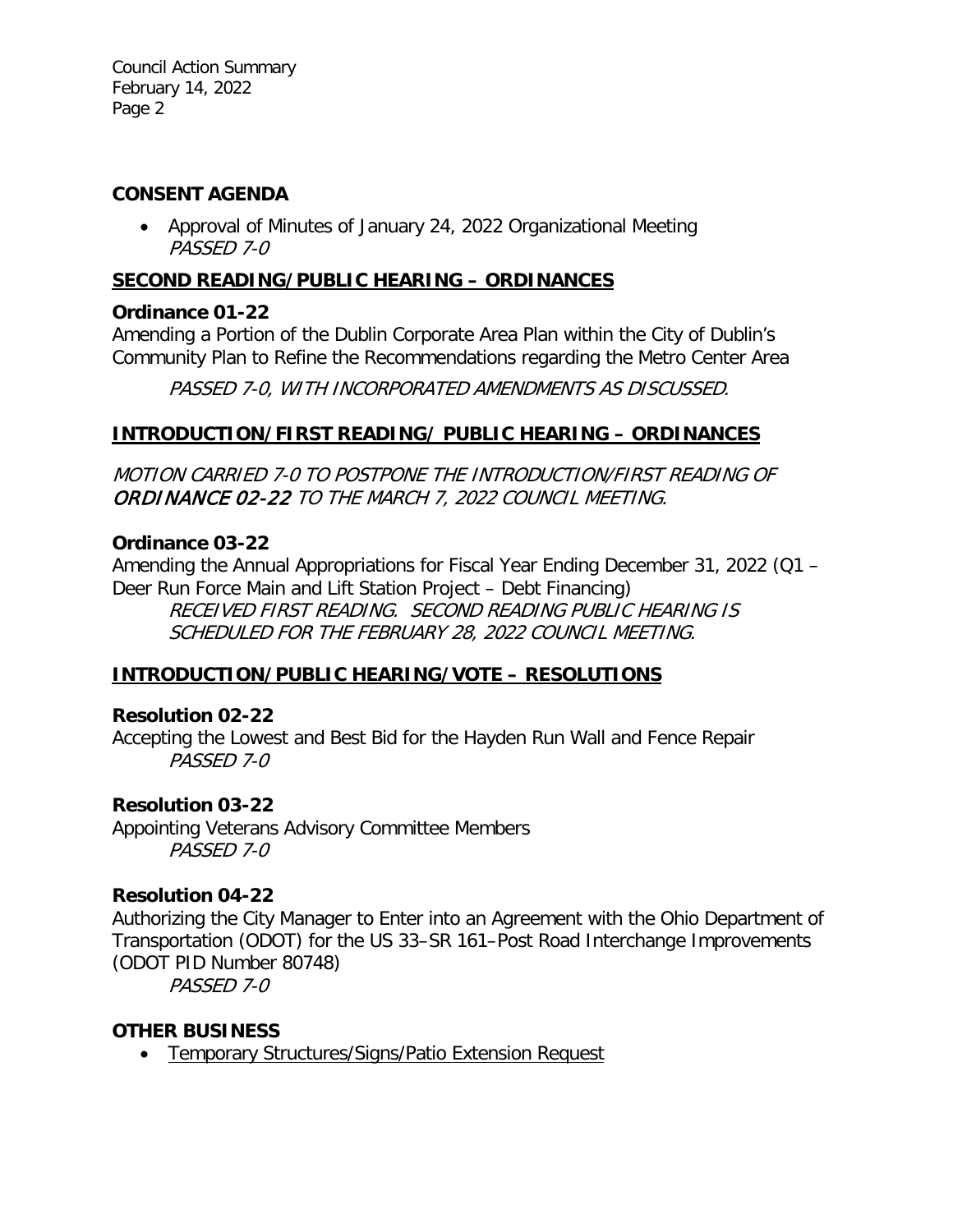## CONSENT AGENDA

- Approval of Minutes of January 24, 2022 Organizational Meeting
  *PASSED 7-0*

## SECOND READING/PUBLIC HEARING – ORDINANCES

### Ordinance 01-22

Amending a Portion of the Dublin Corporate Area Plan within the City of Dublin's Community Plan to Refine the Recommendations regarding the Metro Center Area

*PASSED 7-0, WITH INCORPORATED AMENDMENTS AS DISCUSSED.*

## INTRODUCTION/FIRST READING/ PUBLIC HEARING – ORDINANCES

*MOTION CARRIED 7-0 TO POSTPONE THE INTRODUCTION/FIRST READING OF ORDINANCE 02-22 TO THE MARCH 7, 2022 COUNCIL MEETING.*

### Ordinance 03-22

Amending the Annual Appropriations for Fiscal Year Ending December 31, 2022 (Q1 – Deer Run Force Main and Lift Station Project – Debt Financing)

*RECEIVED FIRST READING. SECOND READING PUBLIC HEARING IS SCHEDULED FOR THE FEBRUARY 28, 2022 COUNCIL MEETING.*

## INTRODUCTION/PUBLIC HEARING/VOTE – RESOLUTIONS

### Resolution 02-22

Accepting the Lowest and Best Bid for the Hayden Run Wall and Fence Repair

*PASSED 7-0*

### Resolution 03-22

Appointing Veterans Advisory Committee Members

*PASSED 7-0*

### Resolution 04-22

Authorizing the City Manager to Enter into an Agreement with the Ohio Department of Transportation (ODOT) for the US 33–SR 161–Post Road Interchange Improvements (ODOT PID Number 80748)

*PASSED 7-0*

## OTHER BUSINESS

- Temporary Structures/Signs/Patio Extension Request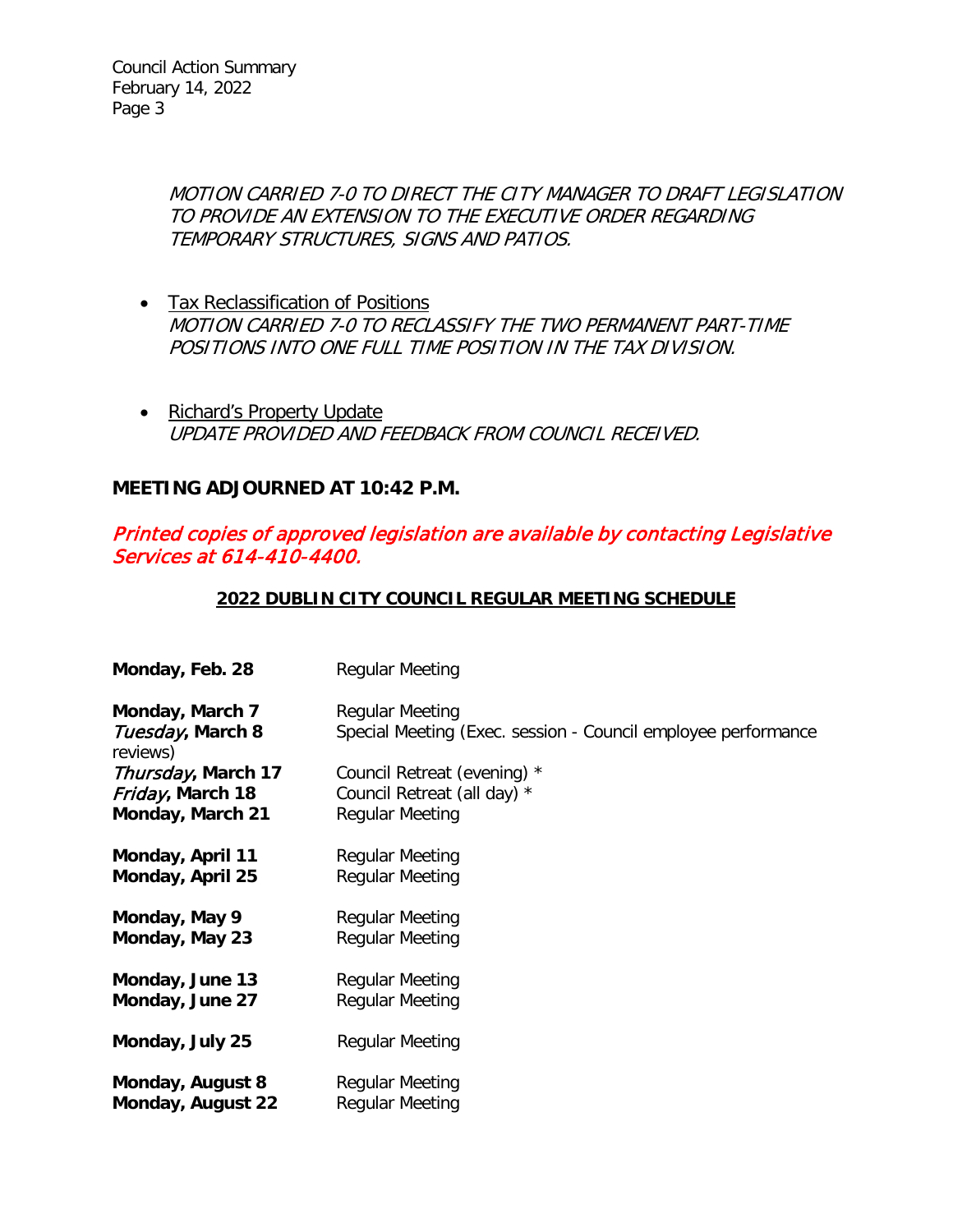*MOTION CARRIED 7-0 TO DIRECT THE CITY MANAGER TO DRAFT LEGISLATION TO PROVIDE AN EXTENSION TO THE EXECUTIVE ORDER REGARDING TEMPORARY STRUCTURES, SIGNS AND PATIOS.*

- Tax Reclassification of Positions
  *MOTION CARRIED 7-0 TO RECLASSIFY THE TWO PERMANENT PART-TIME POSITIONS INTO ONE FULL TIME POSITION IN THE TAX DIVISION.*

- Richard's Property Update
  *UPDATE PROVIDED AND FEEDBACK FROM COUNCIL RECEIVED.*

**MEETING ADJOURNED AT 10:42 P.M.**

*Printed copies of approved legislation are available by contacting Legislative Services at 614-410-4400.*

## 2022 DUBLIN CITY COUNCIL REGULAR MEETING SCHEDULE

| | |
|---|---|
| **Monday, Feb. 28** | Regular Meeting |
| **Monday, March 7** | Regular Meeting |
| ***Tuesday*, March 8** | Special Meeting (Exec. session - Council employee performance reviews) |
| ***Thursday*, March 17** | Council Retreat (evening) * |
| ***Friday*, March 18** | Council Retreat (all day) * |
| **Monday, March 21** | Regular Meeting |
| **Monday, April 11** | Regular Meeting |
| **Monday, April 25** | Regular Meeting |
| **Monday, May 9** | Regular Meeting |
| **Monday, May 23** | Regular Meeting |
| **Monday, June 13** | Regular Meeting |
| **Monday, June 27** | Regular Meeting |
| **Monday, July 25** | Regular Meeting |
| **Monday, August 8** | Regular Meeting |
| **Monday, August 22** | Regular Meeting |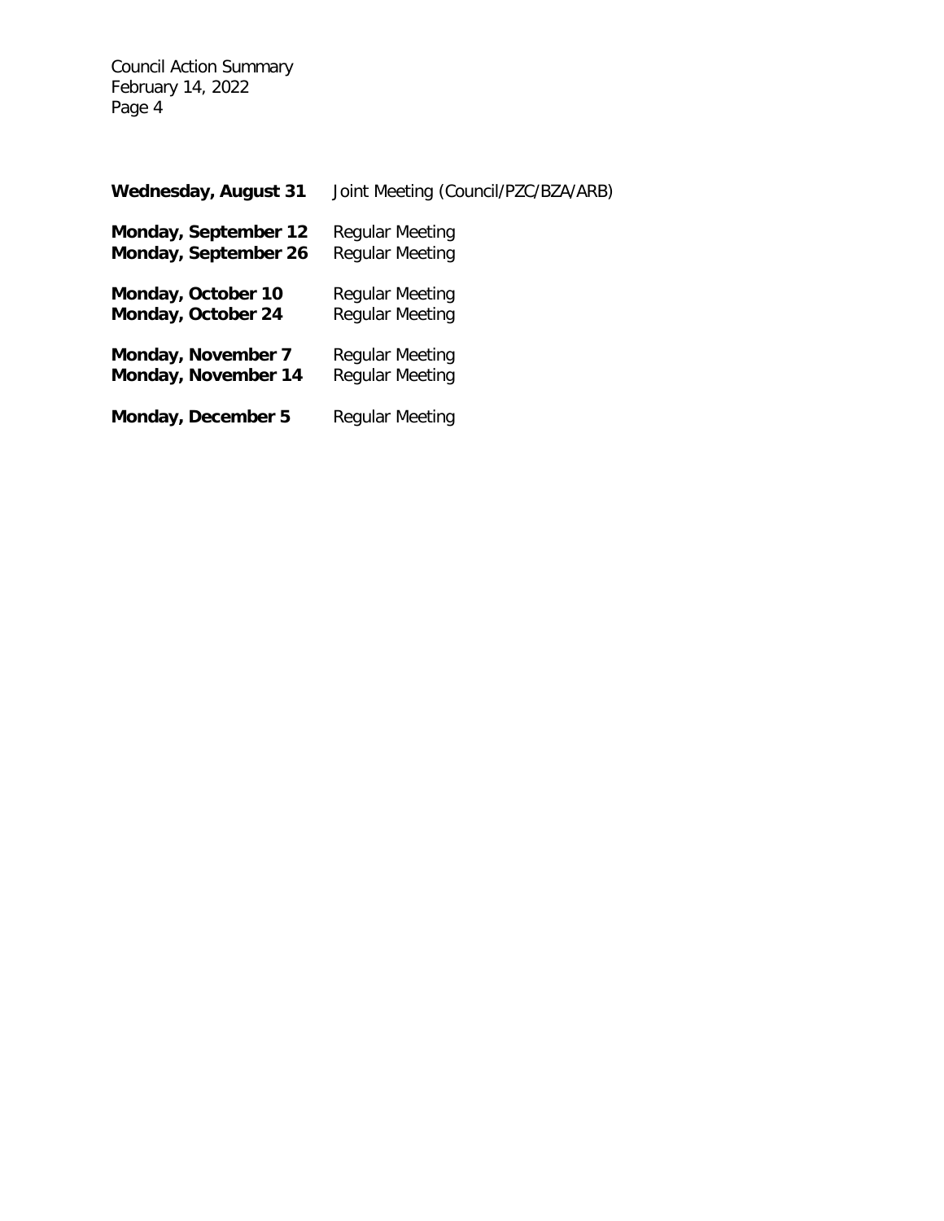| | |
|---|---|
| **Wednesday, August 31** | Joint Meeting (Council/PZC/BZA/ARB) |
| **Monday, September 12** | Regular Meeting |
| **Monday, September 26** | Regular Meeting |
| **Monday, October 10** | Regular Meeting |
| **Monday, October 24** | Regular Meeting |
| **Monday, November 7** | Regular Meeting |
| **Monday, November 14** | Regular Meeting |
| **Monday, December 5** | Regular Meeting |